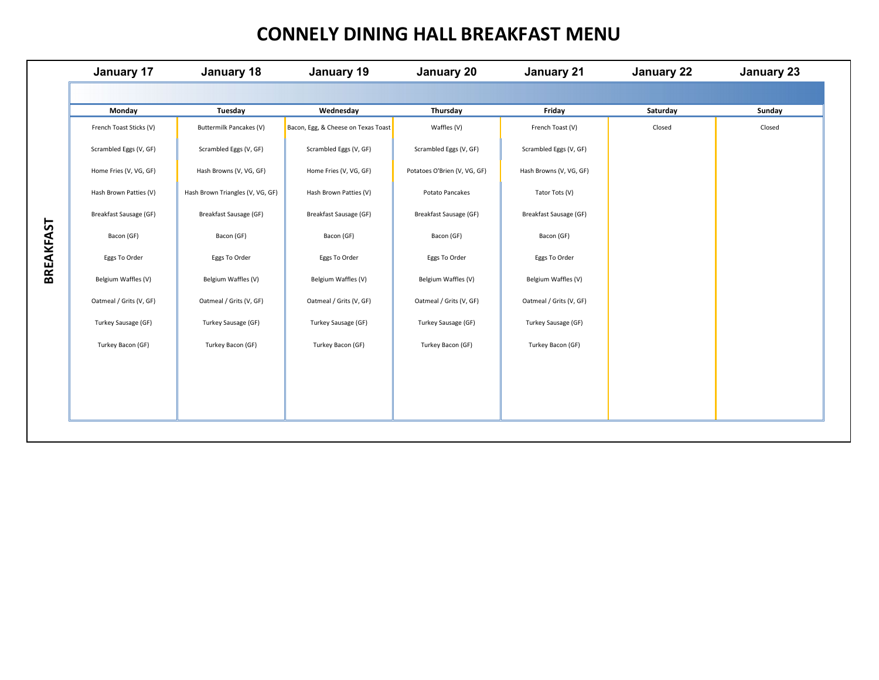# CONNELY DINING HALL BREAKFAST MENU

**BREAKFAST**

| January 17 | January 18 | January 19 | January 20 | January 21 | January 22 | January 23 |
|---|---|---|---|---|---|---|
| **Monday** | **Tuesday** | **Wednesday** | **Thursday** | **Friday** | **Saturday** | **Sunday** |
| French Toast Sticks (V) | Buttermilk Pancakes (V) | Bacon, Egg, & Cheese on Texas Toast | Waffles (V) | French Toast (V) | Closed | Closed |
| Scrambled Eggs (V, GF) | Scrambled Eggs (V, GF) | Scrambled Eggs (V, GF) | Scrambled Eggs (V, GF) | Scrambled Eggs (V, GF) | | |
| Home Fries (V, VG, GF) | Hash Browns (V, VG, GF) | Home Fries (V, VG, GF) | Potatoes O'Brien (V, VG, GF) | Hash Browns (V, VG, GF) | | |
| Hash Brown Patties (V) | Hash Brown Triangles (V, VG, GF) | Hash Brown Patties (V) | Potato Pancakes | Tator Tots (V) | | |
| Breakfast Sausage (GF) | Breakfast Sausage (GF) | Breakfast Sausage (GF) | Breakfast Sausage (GF) | Breakfast Sausage (GF) | | |
| Bacon (GF) | Bacon (GF) | Bacon (GF) | Bacon (GF) | Bacon (GF) | | |
| Eggs To Order | Eggs To Order | Eggs To Order | Eggs To Order | Eggs To Order | | |
| Belgium Waffles (V) | Belgium Waffles (V) | Belgium Waffles (V) | Belgium Waffles (V) | Belgium Waffles (V) | | |
| Oatmeal / Grits (V, GF) | Oatmeal / Grits (V, GF) | Oatmeal / Grits (V, GF) | Oatmeal / Grits (V, GF) | Oatmeal / Grits (V, GF) | | |
| Turkey Sausage (GF) | Turkey Sausage (GF) | Turkey Sausage (GF) | Turkey Sausage (GF) | Turkey Sausage (GF) | | |
| Turkey Bacon (GF) | Turkey Bacon (GF) | Turkey Bacon (GF) | Turkey Bacon (GF) | Turkey Bacon (GF) | | |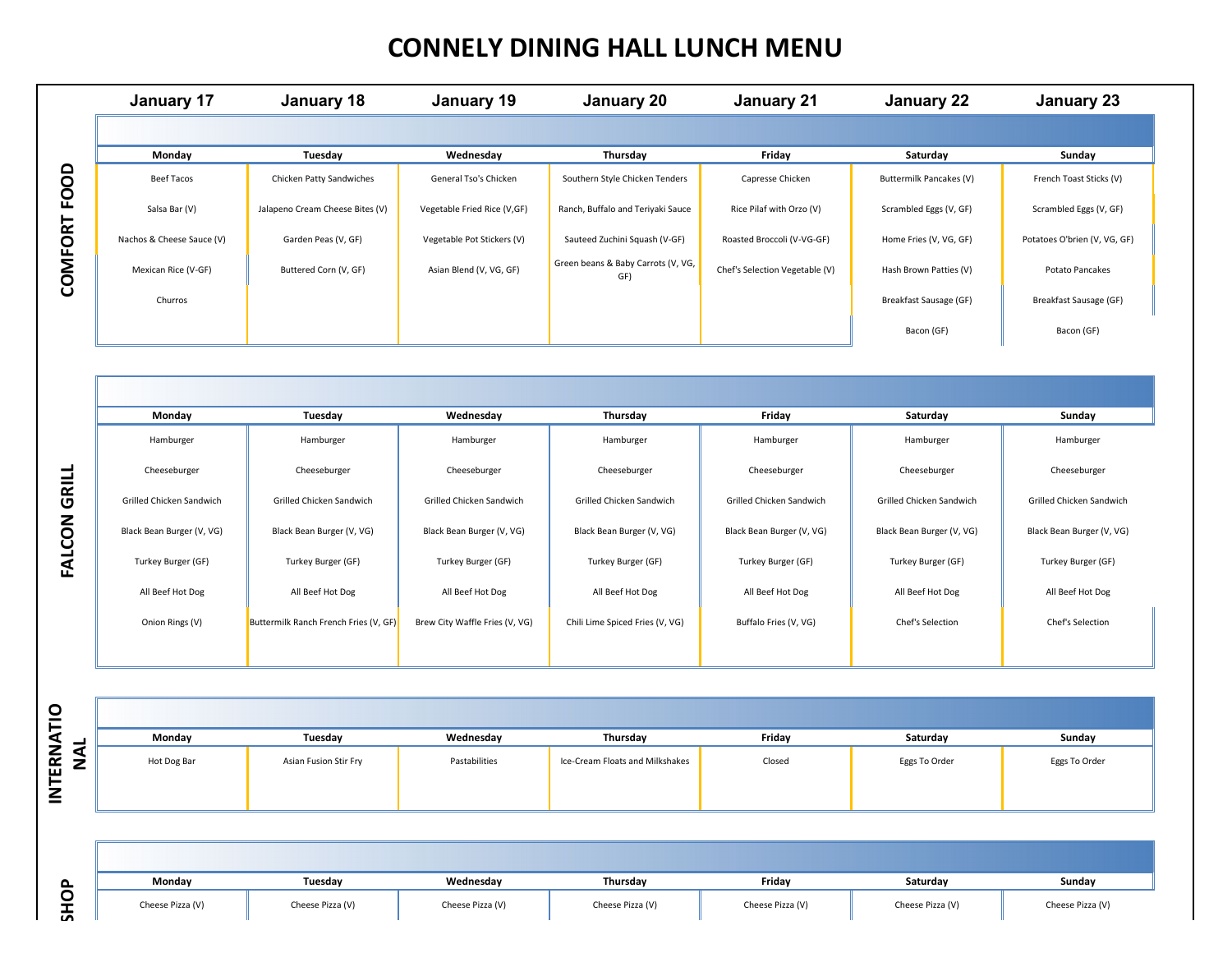# CONNELY DINING HALL LUNCH MENU

## COMFORT FOOD

| January 17 | January 18 | January 19 | January 20 | January 21 | January 22 | January 23 |
|---|---|---|---|---|---|---|
| Monday | Tuesday | Wednesday | Thursday | Friday | Saturday | Sunday |
| Beef Tacos | Chicken Patty Sandwiches | General Tso's Chicken | Southern Style Chicken Tenders | Capresse Chicken | Buttermilk Pancakes (V) | French Toast Sticks (V) |
| Salsa Bar (V) | Jalapeno Cream Cheese Bites (V) | Vegetable Fried Rice (V,GF) | Ranch, Buffalo and Teriyaki Sauce | Rice Pilaf with Orzo (V) | Scrambled Eggs (V, GF) | Scrambled Eggs (V, GF) |
| Nachos & Cheese Sauce (V) | Garden Peas (V, GF) | Vegetable Pot Stickers (V) | Sauteed Zuchini Squash (V-GF) | Roasted Broccoli (V-VG-GF) | Home Fries (V, VG, GF) | Potatoes O'brien (V, VG, GF) |
| Mexican Rice (V-GF) | Buttered Corn (V, GF) | Asian Blend (V, VG, GF) | Green beans & Baby Carrots (V, VG, GF) | Chef's Selection Vegetable (V) | Hash Brown Patties (V) | Potato Pancakes |
| Churros | | | | | Breakfast Sausage (GF) | Breakfast Sausage (GF) |
| | | | | | Bacon (GF) | Bacon (GF) |

## FALCON GRILL

| Monday | Tuesday | Wednesday | Thursday | Friday | Saturday | Sunday |
|---|---|---|---|---|---|---|
| Hamburger | Hamburger | Hamburger | Hamburger | Hamburger | Hamburger | Hamburger |
| Cheeseburger | Cheeseburger | Cheeseburger | Cheeseburger | Cheeseburger | Cheeseburger | Cheeseburger |
| Grilled Chicken Sandwich | Grilled Chicken Sandwich | Grilled Chicken Sandwich | Grilled Chicken Sandwich | Grilled Chicken Sandwich | Grilled Chicken Sandwich | Grilled Chicken Sandwich |
| Black Bean Burger (V, VG) | Black Bean Burger (V, VG) | Black Bean Burger (V, VG) | Black Bean Burger (V, VG) | Black Bean Burger (V, VG) | Black Bean Burger (V, VG) | Black Bean Burger (V, VG) |
| Turkey Burger (GF) | Turkey Burger (GF) | Turkey Burger (GF) | Turkey Burger (GF) | Turkey Burger (GF) | Turkey Burger (GF) | Turkey Burger (GF) |
| All Beef Hot Dog | All Beef Hot Dog | All Beef Hot Dog | All Beef Hot Dog | All Beef Hot Dog | All Beef Hot Dog | All Beef Hot Dog |
| Onion Rings (V) | Buttermilk Ranch French Fries (V, GF) | Brew City Waffle Fries (V, VG) | Chili Lime Spiced Fries (V, VG) | Buffalo Fries (V, VG) | Chef's Selection | Chef's Selection |

## INTERNATIONAL

| Monday | Tuesday | Wednesday | Thursday | Friday | Saturday | Sunday |
|---|---|---|---|---|---|---|
| Hot Dog Bar | Asian Fusion Stir Fry | Pastabilities | Ice-Cream Floats and Milkshakes | Closed | Eggs To Order | Eggs To Order |

## SHOP

| Monday | Tuesday | Wednesday | Thursday | Friday | Saturday | Sunday |
|---|---|---|---|---|---|---|
| Cheese Pizza (V) | Cheese Pizza (V) | Cheese Pizza (V) | Cheese Pizza (V) | Cheese Pizza (V) | Cheese Pizza (V) | Cheese Pizza (V) |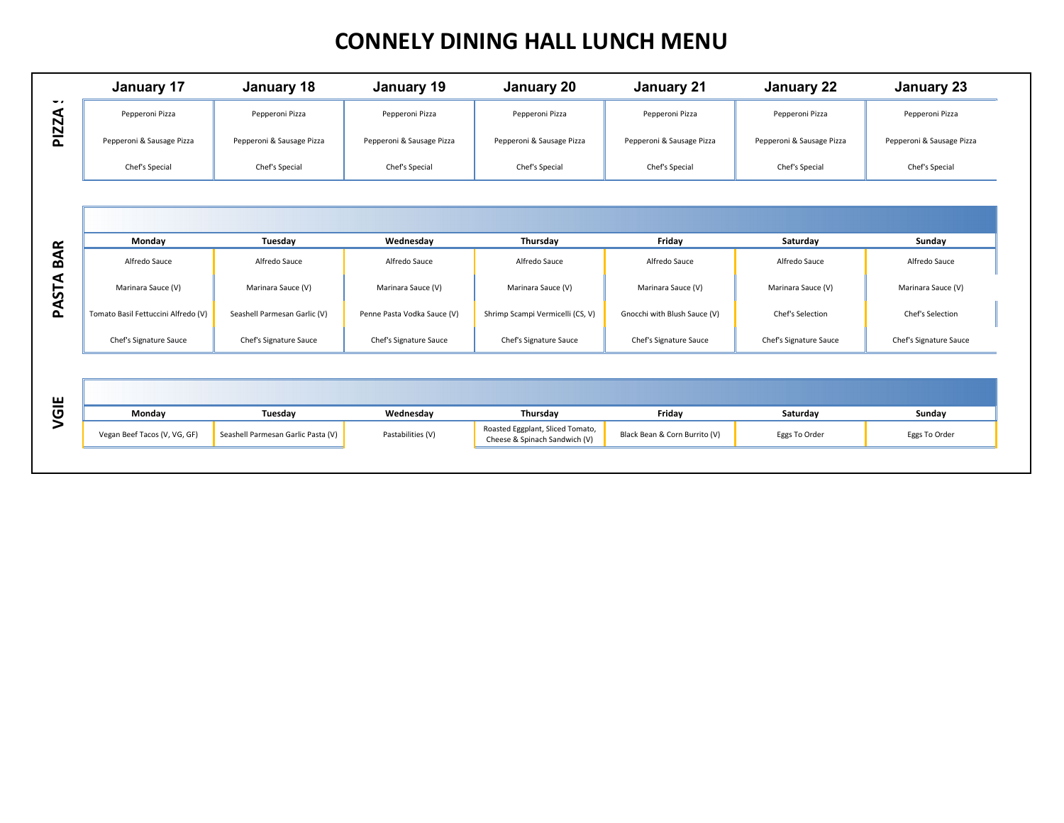# CONNELY DINING HALL LUNCH MENU

## PIZZA !

| January 17 | January 18 | January 19 | January 20 | January 21 | January 22 | January 23 |
|---|---|---|---|---|---|---|
| Pepperoni Pizza | Pepperoni Pizza | Pepperoni Pizza | Pepperoni Pizza | Pepperoni Pizza | Pepperoni Pizza | Pepperoni Pizza |
| Pepperoni & Sausage Pizza | Pepperoni & Sausage Pizza | Pepperoni & Sausage Pizza | Pepperoni & Sausage Pizza | Pepperoni & Sausage Pizza | Pepperoni & Sausage Pizza | Pepperoni & Sausage Pizza |
| Chef's Special | Chef's Special | Chef's Special | Chef's Special | Chef's Special | Chef's Special | Chef's Special |

## PASTA BAR

| Monday | Tuesday | Wednesday | Thursday | Friday | Saturday | Sunday |
|---|---|---|---|---|---|---|
| Alfredo Sauce | Alfredo Sauce | Alfredo Sauce | Alfredo Sauce | Alfredo Sauce | Alfredo Sauce | Alfredo Sauce |
| Marinara Sauce (V) | Marinara Sauce (V) | Marinara Sauce (V) | Marinara Sauce (V) | Marinara Sauce (V) | Marinara Sauce (V) | Marinara Sauce (V) |
| Tomato Basil Fettuccini Alfredo (V) | Seashell Parmesan Garlic (V) | Penne Pasta Vodka Sauce (V) | Shrimp Scampi Vermicelli (CS, V) | Gnocchi with Blush Sauce (V) | Chef's Selection | Chef's Selection |
| Chef's Signature Sauce | Chef's Signature Sauce | Chef's Signature Sauce | Chef's Signature Sauce | Chef's Signature Sauce | Chef's Signature Sauce | Chef's Signature Sauce |

## VGIE

| Monday | Tuesday | Wednesday | Thursday | Friday | Saturday | Sunday |
|---|---|---|---|---|---|---|
| Vegan Beef Tacos (V, VG, GF) | Seashell Parmesan Garlic Pasta (V) | Pastabilities (V) | Roasted Eggplant, Sliced Tomato, Cheese & Spinach Sandwich (V) | Black Bean & Corn Burrito (V) | Eggs To Order | Eggs To Order |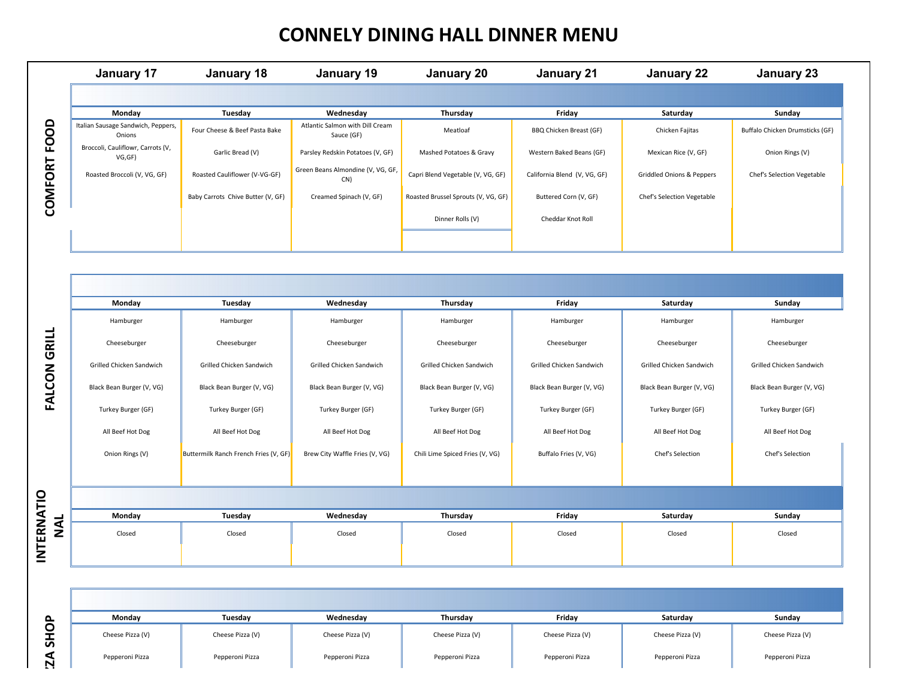# CONNELY DINING HALL DINNER MENU

## COMFORT FOOD

| January 17 | January 18 | January 19 | January 20 | January 21 | January 22 | January 23 |
|---|---|---|---|---|---|---|
| Monday | Tuesday | Wednesday | Thursday | Friday | Saturday | Sunday |
| Italian Sausage Sandwich, Peppers, Onions | Four Cheese & Beef Pasta Bake | Atlantic Salmon with Dill Cream Sauce (GF) | Meatloaf | BBQ Chicken Breast (GF) | Chicken Fajitas | Buffalo Chicken Drumsticks (GF) |
| Broccoli, Cauliflowr, Carrots (V, VG,GF) | Garlic Bread (V) | Parsley Redskin Potatoes (V, GF) | Mashed Potatoes & Gravy | Western Baked Beans (GF) | Mexican Rice (V, GF) | Onion Rings (V) |
| Roasted Broccoli (V, VG, GF) | Roasted Cauliflower (V-VG-GF) | Green Beans Almondine (V, VG, GF, CN) | Capri Blend Vegetable (V, VG, GF) | California Blend (V, VG, GF) | Griddled Onions & Peppers | Chef's Selection Vegetable |
| | Baby Carrots Chive Butter (V, GF) | Creamed Spinach (V, GF) | Roasted Brussel Sprouts (V, VG, GF) | Buttered Corn (V, GF) | Chef's Selection Vegetable | |
| | | | Dinner Rolls (V) | Cheddar Knot Roll | | |

## FALCON GRILL

| Monday | Tuesday | Wednesday | Thursday | Friday | Saturday | Sunday |
|---|---|---|---|---|---|---|
| Hamburger | Hamburger | Hamburger | Hamburger | Hamburger | Hamburger | Hamburger |
| Cheeseburger | Cheeseburger | Cheeseburger | Cheeseburger | Cheeseburger | Cheeseburger | Cheeseburger |
| Grilled Chicken Sandwich | Grilled Chicken Sandwich | Grilled Chicken Sandwich | Grilled Chicken Sandwich | Grilled Chicken Sandwich | Grilled Chicken Sandwich | Grilled Chicken Sandwich |
| Black Bean Burger (V, VG) | Black Bean Burger (V, VG) | Black Bean Burger (V, VG) | Black Bean Burger (V, VG) | Black Bean Burger (V, VG) | Black Bean Burger (V, VG) | Black Bean Burger (V, VG) |
| Turkey Burger (GF) | Turkey Burger (GF) | Turkey Burger (GF) | Turkey Burger (GF) | Turkey Burger (GF) | Turkey Burger (GF) | Turkey Burger (GF) |
| All Beef Hot Dog | All Beef Hot Dog | All Beef Hot Dog | All Beef Hot Dog | All Beef Hot Dog | All Beef Hot Dog | All Beef Hot Dog |
| Onion Rings (V) | Buttermilk Ranch French Fries (V, GF) | Brew City Waffle Fries (V, VG) | Chili Lime Spiced Fries (V, VG) | Buffalo Fries (V, VG) | Chef's Selection | Chef's Selection |

## INTERNATIONAL

| Monday | Tuesday | Wednesday | Thursday | Friday | Saturday | Sunday |
|---|---|---|---|---|---|---|
| Closed | Closed | Closed | Closed | Closed | Closed | Closed |

## PIZZA SHOP

| Monday | Tuesday | Wednesday | Thursday | Friday | Saturday | Sunday |
|---|---|---|---|---|---|---|
| Cheese Pizza (V) | Cheese Pizza (V) | Cheese Pizza (V) | Cheese Pizza (V) | Cheese Pizza (V) | Cheese Pizza (V) | Cheese Pizza (V) |
| Pepperoni Pizza | Pepperoni Pizza | Pepperoni Pizza | Pepperoni Pizza | Pepperoni Pizza | Pepperoni Pizza | Pepperoni Pizza |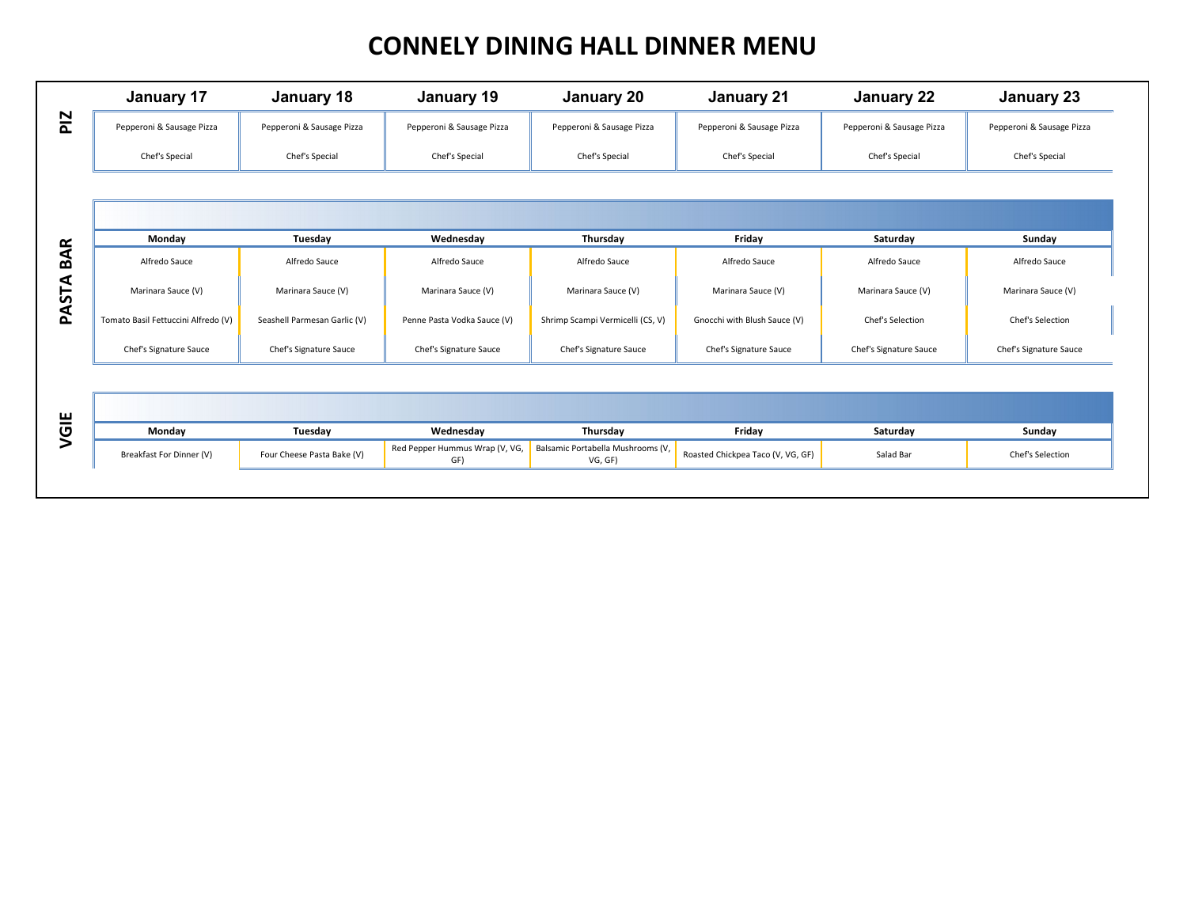# CONNELY DINING HALL DINNER MENU

## PIZ

| January 17 | January 18 | January 19 | January 20 | January 21 | January 22 | January 23 |
|---|---|---|---|---|---|---|
| Pepperoni & Sausage Pizza | Pepperoni & Sausage Pizza | Pepperoni & Sausage Pizza | Pepperoni & Sausage Pizza | Pepperoni & Sausage Pizza | Pepperoni & Sausage Pizza | Pepperoni & Sausage Pizza |
| Chef's Special | Chef's Special | Chef's Special | Chef's Special | Chef's Special | Chef's Special | Chef's Special |

## PASTA BAR

| Monday | Tuesday | Wednesday | Thursday | Friday | Saturday | Sunday |
|---|---|---|---|---|---|---|
| Alfredo Sauce | Alfredo Sauce | Alfredo Sauce | Alfredo Sauce | Alfredo Sauce | Alfredo Sauce | Alfredo Sauce |
| Marinara Sauce (V) | Marinara Sauce (V) | Marinara Sauce (V) | Marinara Sauce (V) | Marinara Sauce (V) | Marinara Sauce (V) | Marinara Sauce (V) |
| Tomato Basil Fettuccini Alfredo (V) | Seashell Parmesan Garlic (V) | Penne Pasta Vodka Sauce (V) | Shrimp Scampi Vermicelli (CS, V) | Gnocchi with Blush Sauce (V) | Chef's Selection | Chef's Selection |
| Chef's Signature Sauce | Chef's Signature Sauce | Chef's Signature Sauce | Chef's Signature Sauce | Chef's Signature Sauce | Chef's Signature Sauce | Chef's Signature Sauce |

## VGIE

| Monday | Tuesday | Wednesday | Thursday | Friday | Saturday | Sunday |
|---|---|---|---|---|---|---|
| Breakfast For Dinner (V) | Four Cheese Pasta Bake (V) | Red Pepper Hummus Wrap (V, VG, GF) | Balsamic Portabella Mushrooms (V, VG, GF) | Roasted Chickpea Taco (V, VG, GF) | Salad Bar | Chef's Selection |